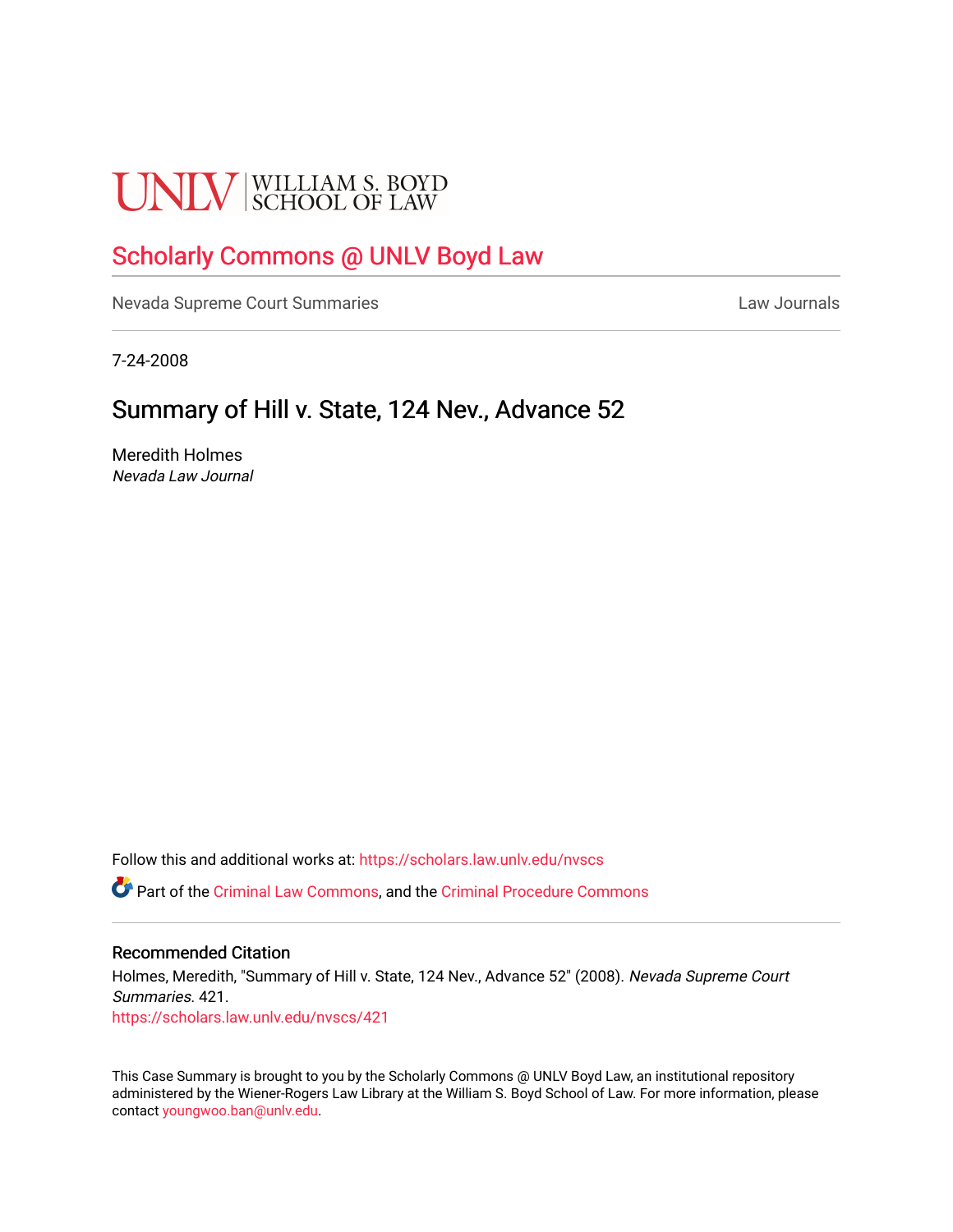UNLV | WILLIAM S. BOYD SCHOOL OF LAW

## Scholarly Commons @ UNLV Boyd Law

Nevada Supreme Court Summaries | Law Journals

7-24-2008

# Summary of Hill v. State, 124 Nev., Advance 52

Meredith Holmes
*Nevada Law Journal*

Follow this and additional works at: https://scholars.law.unlv.edu/nvscs

Part of the Criminal Law Commons, and the Criminal Procedure Commons

### Recommended Citation

Holmes, Meredith, "Summary of Hill v. State, 124 Nev., Advance 52" (2008). *Nevada Supreme Court Summaries*. 421.
https://scholars.law.unlv.edu/nvscs/421

This Case Summary is brought to you by the Scholarly Commons @ UNLV Boyd Law, an institutional repository administered by the Wiener-Rogers Law Library at the William S. Boyd School of Law. For more information, please contact youngwoo.ban@unlv.edu.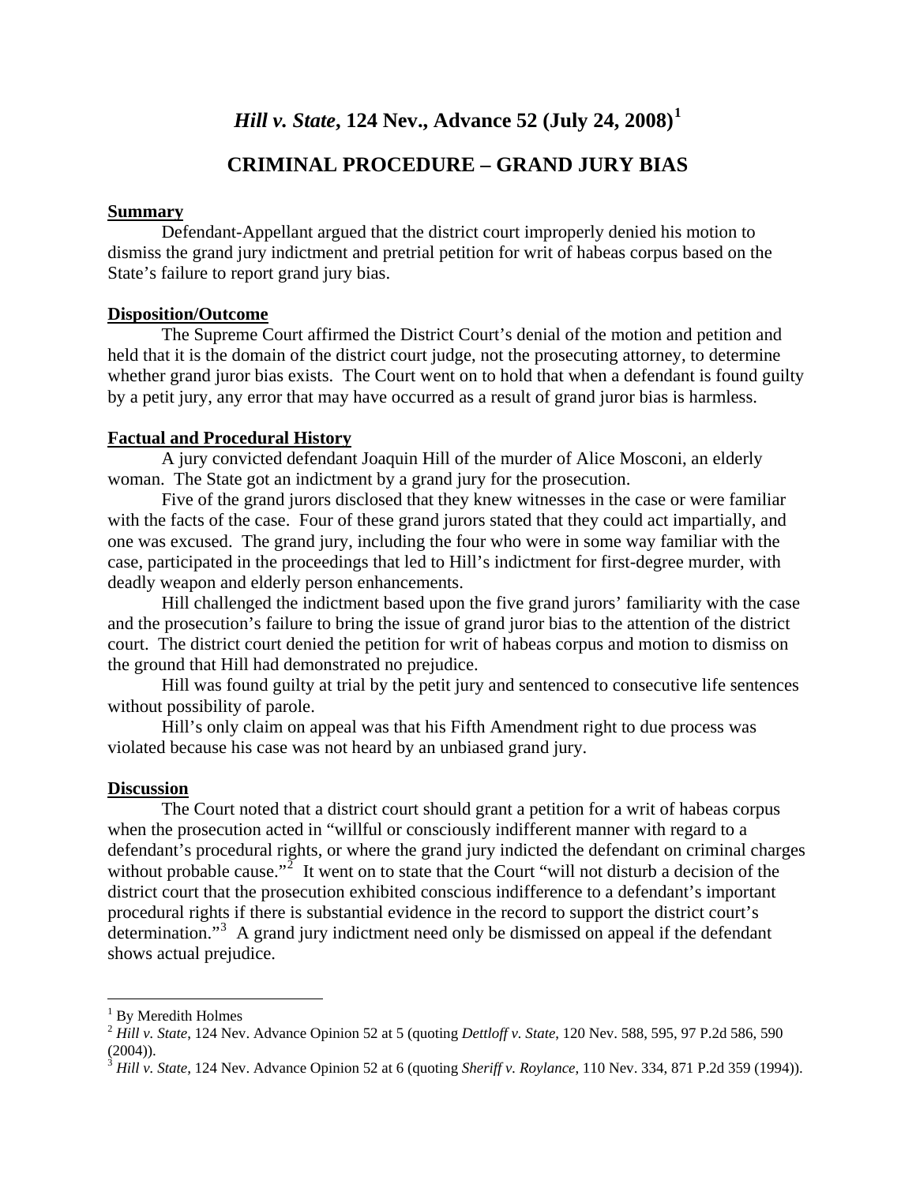# *Hill v. State*, 124 Nev., Advance 52 (July 24, 2008)[1]

## CRIMINAL PROCEDURE – GRAND JURY BIAS

**Summary**

Defendant-Appellant argued that the district court improperly denied his motion to dismiss the grand jury indictment and pretrial petition for writ of habeas corpus based on the State's failure to report grand jury bias.

**Disposition/Outcome**

The Supreme Court affirmed the District Court's denial of the motion and petition and held that it is the domain of the district court judge, not the prosecuting attorney, to determine whether grand juror bias exists. The Court went on to hold that when a defendant is found guilty by a petit jury, any error that may have occurred as a result of grand juror bias is harmless.

**Factual and Procedural History**

A jury convicted defendant Joaquin Hill of the murder of Alice Mosconi, an elderly woman. The State got an indictment by a grand jury for the prosecution.

Five of the grand jurors disclosed that they knew witnesses in the case or were familiar with the facts of the case. Four of these grand jurors stated that they could act impartially, and one was excused. The grand jury, including the four who were in some way familiar with the case, participated in the proceedings that led to Hill's indictment for first-degree murder, with deadly weapon and elderly person enhancements.

Hill challenged the indictment based upon the five grand jurors' familiarity with the case and the prosecution's failure to bring the issue of grand juror bias to the attention of the district court. The district court denied the petition for writ of habeas corpus and motion to dismiss on the ground that Hill had demonstrated no prejudice.

Hill was found guilty at trial by the petit jury and sentenced to consecutive life sentences without possibility of parole.

Hill's only claim on appeal was that his Fifth Amendment right to due process was violated because his case was not heard by an unbiased grand jury.

**Discussion**

The Court noted that a district court should grant a petition for a writ of habeas corpus when the prosecution acted in "willful or consciously indifferent manner with regard to a defendant's procedural rights, or where the grand jury indicted the defendant on criminal charges without probable cause."[2] It went on to state that the Court "will not disturb a decision of the district court that the prosecution exhibited conscious indifference to a defendant's important procedural rights if there is substantial evidence in the record to support the district court's determination."[3] A grand jury indictment need only be dismissed on appeal if the defendant shows actual prejudice.

---

[1] By Meredith Holmes

[2] *Hill v. State*, 124 Nev. Advance Opinion 52 at 5 (quoting *Dettloff v. State*, 120 Nev. 588, 595, 97 P.2d 586, 590 (2004)).

[3] *Hill v. State*, 124 Nev. Advance Opinion 52 at 6 (quoting *Sheriff v. Roylance*, 110 Nev. 334, 871 P.2d 359 (1994)).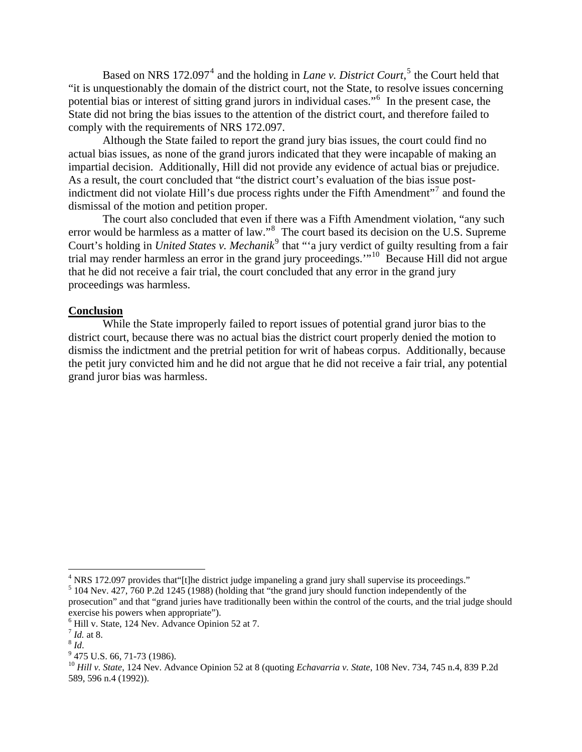Based on NRS 172.097[4] and the holding in *Lane v. District Court*,[5] the Court held that "it is unquestionably the domain of the district court, not the State, to resolve issues concerning potential bias or interest of sitting grand jurors in individual cases."[6] In the present case, the State did not bring the bias issues to the attention of the district court, and therefore failed to comply with the requirements of NRS 172.097.

Although the State failed to report the grand jury bias issues, the court could find no actual bias issues, as none of the grand jurors indicated that they were incapable of making an impartial decision. Additionally, Hill did not provide any evidence of actual bias or prejudice. As a result, the court concluded that "the district court's evaluation of the bias issue post-indictment did not violate Hill's due process rights under the Fifth Amendment"[7] and found the dismissal of the motion and petition proper.

The court also concluded that even if there was a Fifth Amendment violation, "any such error would be harmless as a matter of law."[8] The court based its decision on the U.S. Supreme Court's holding in *United States v. Mechanik*[9] that "'a jury verdict of guilty resulting from a fair trial may render harmless an error in the grand jury proceedings.'"[10] Because Hill did not argue that he did not receive a fair trial, the court concluded that any error in the grand jury proceedings was harmless.

**Conclusion**

While the State improperly failed to report issues of potential grand juror bias to the district court, because there was no actual bias the district court properly denied the motion to dismiss the indictment and the pretrial petition for writ of habeas corpus. Additionally, because the petit jury convicted him and he did not argue that he did not receive a fair trial, any potential grand juror bias was harmless.

---

[4] NRS 172.097 provides that"[t]he district judge impaneling a grand jury shall supervise its proceedings."

[5] 104 Nev. 427, 760 P.2d 1245 (1988) (holding that "the grand jury should function independently of the prosecution" and that "grand juries have traditionally been within the control of the courts, and the trial judge should exercise his powers when appropriate").

[6] Hill v. State, 124 Nev. Advance Opinion 52 at 7.

[7] *Id.* at 8.

[8] *Id*.

[9] 475 U.S. 66, 71-73 (1986).

[10] *Hill v. State*, 124 Nev. Advance Opinion 52 at 8 (quoting *Echavarria v. State*, 108 Nev. 734, 745 n.4, 839 P.2d 589, 596 n.4 (1992)).